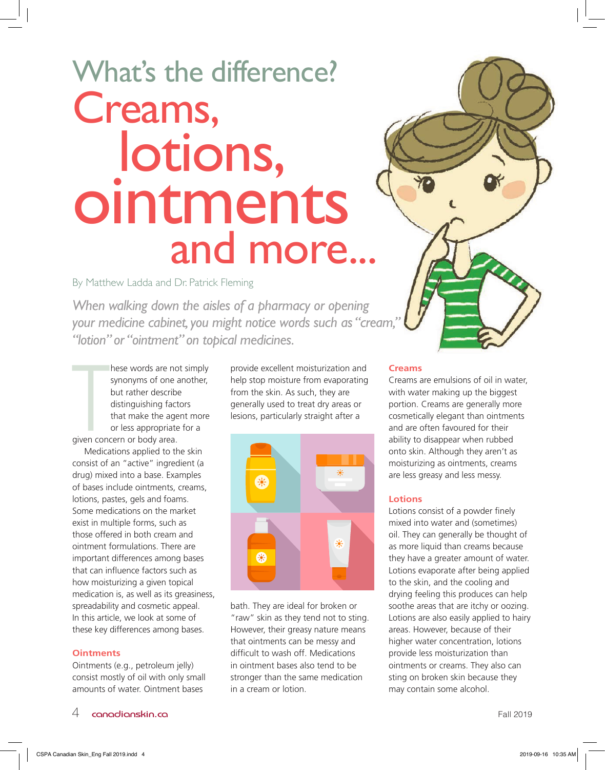# What's the difference? Creams, lotions, ointments and more...

By Matthew Ladda and Dr. Patrick Fleming

*When walking down the aisles of a pharmacy or opening your medicine cabinet, you might notice words such as "cream," "lotion" or "ointment" on topical medicines.*

These words are not simply synonyms of one another, but rather describe distinguishing factors that make the agent more or less appropriate for a given concern or body area.

Medications applied to the skin consist of an "active" ingredient (a drug) mixed into a base. Examples of bases include ointments, creams, lotions, pastes, gels and foams. Some medications on the market exist in multiple forms, such as those offered in both cream and ointment formulations. There are important differences among bases that can influence factors such as how moisturizing a given topical medication is, as well as its greasiness, spreadability and cosmetic appeal. In this article, we look at some of these key differences among bases.

## Ointments

Ointments (e.g., petroleum jelly) consist mostly of oil with only small amounts of water. Ointment bases provide excellent moisturization and help stop moisture from evaporating from the skin. As such, they are generally used to treat dry areas or lesions, particularly straight after a bath. They are ideal for broken or "raw" skin as they tend not to sting. However, their greasy nature means that ointments can be messy and difficult to wash off. Medications in ointment bases also tend to be stronger than the same medication in a cream or lotion.

## Creams

Creams are emulsions of oil in water, with water making up the biggest portion. Creams are generally more cosmetically elegant than ointments and are often favoured for their ability to disappear when rubbed onto skin. Although they aren't as moisturizing as ointments, creams are less greasy and less messy.

## Lotions

Lotions consist of a powder finely mixed into water and (sometimes) oil. They can generally be thought of as more liquid than creams because they have a greater amount of water. Lotions evaporate after being applied to the skin, and the cooling and drying feeling this produces can help soothe areas that are itchy or oozing. Lotions are also easily applied to hairy areas. However, because of their higher water concentration, lotions provide less moisturization than ointments or creams. They also can sting on broken skin because they may contain some alcohol.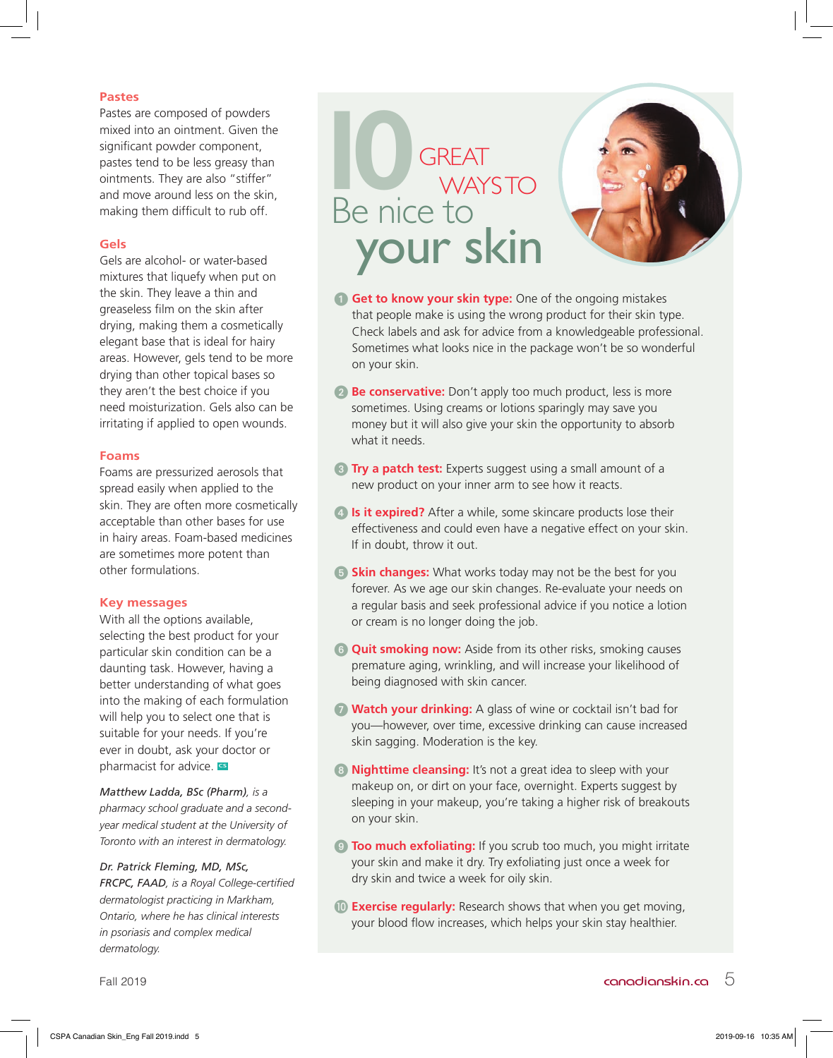### Pastes

Pastes are composed of powders mixed into an ointment. Given the significant powder component, pastes tend to be less greasy than ointments. They are also "stiffer" and move around less on the skin, making them difficult to rub off.

### Gels

Gels are alcohol- or water-based mixtures that liquefy when put on the skin. They leave a thin and greaseless film on the skin after drying, making them a cosmetically elegant base that is ideal for hairy areas. However, gels tend to be more drying than other topical bases so they aren't the best choice if you need moisturization. Gels also can be irritating if applied to open wounds.

### Foams

Foams are pressurized aerosols that spread easily when applied to the skin. They are often more cosmetically acceptable than other bases for use in hairy areas. Foam-based medicines are sometimes more potent than other formulations.

### Key messages

With all the options available, selecting the best product for your particular skin condition can be a daunting task. However, having a better understanding of what goes into the making of each formulation will help you to select one that is suitable for your needs. If you're ever in doubt, ask your doctor or pharmacist for advice.

*Matthew Ladda, BSc (Pharm), is a pharmacy school graduate and a second-year medical student at the University of Toronto with an interest in dermatology.*

*Dr. Patrick Fleming, MD, MSc, FRCPC, FAAD, is a Royal College-certified dermatologist practicing in Markham, Ontario, where he has clinical interests in psoriasis and complex medical dermatology.*

## 10 GREAT WAYS TO Be nice to your skin

1. **Get to know your skin type:** One of the ongoing mistakes that people make is using the wrong product for their skin type. Check labels and ask for advice from a knowledgeable professional. Sometimes what looks nice in the package won't be so wonderful on your skin.
2. **Be conservative:** Don't apply too much product, less is more sometimes. Using creams or lotions sparingly may save you money but it will also give your skin the opportunity to absorb what it needs.
3. **Try a patch test:** Experts suggest using a small amount of a new product on your inner arm to see how it reacts.
4. **Is it expired?** After a while, some skincare products lose their effectiveness and could even have a negative effect on your skin. If in doubt, throw it out.
5. **Skin changes:** What works today may not be the best for you forever. As we age our skin changes. Re-evaluate your needs on a regular basis and seek professional advice if you notice a lotion or cream is no longer doing the job.
6. **Quit smoking now:** Aside from its other risks, smoking causes premature aging, wrinkling, and will increase your likelihood of being diagnosed with skin cancer.
7. **Watch your drinking:** A glass of wine or cocktail isn't bad for you—however, over time, excessive drinking can cause increased skin sagging. Moderation is the key.
8. **Nighttime cleansing:** It's not a great idea to sleep with your makeup on, or dirt on your face, overnight. Experts suggest by sleeping in your makeup, you're taking a higher risk of breakouts on your skin.
9. **Too much exfoliating:** If you scrub too much, you might irritate your skin and make it dry. Try exfoliating just once a week for dry skin and twice a week for oily skin.
10. **Exercise regularly:** Research shows that when you get moving, your blood flow increases, which helps your skin stay healthier.